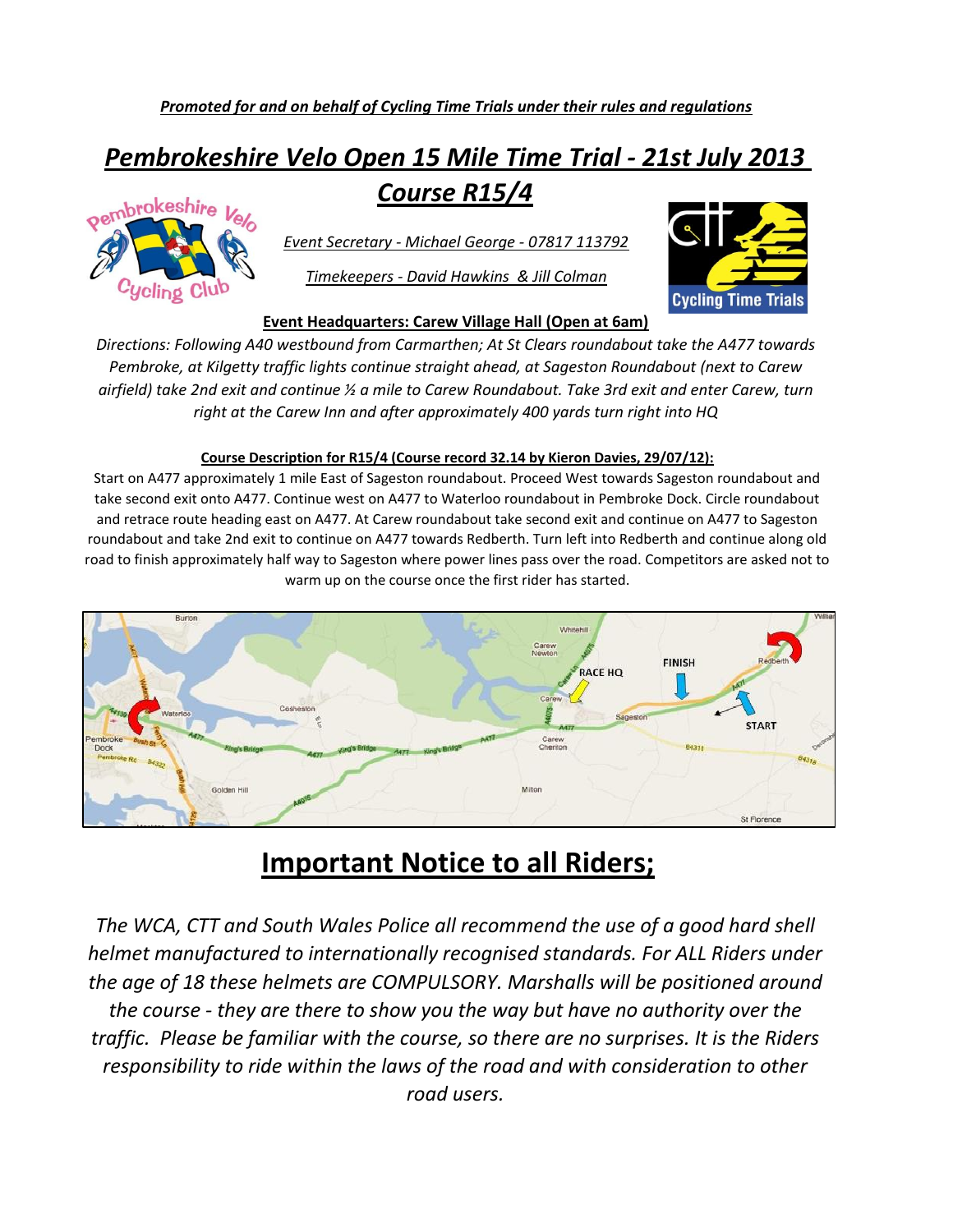***Promoted for and on behalf of Cycling Time Trials under their rules and regulations***

# *Pembrokeshire Velo Open 15 Mile Time Trial - 21st July 2013*
# *Course R15/4*

*Event Secretary - Michael George - 07817 113792*

*Timekeepers - David Hawkins & Jill Colman*

**Event Headquarters: Carew Village Hall (Open at 6am)**

*Directions: Following A40 westbound from Carmarthen; At St Clears roundabout take the A477 towards Pembroke, at Kilgetty traffic lights continue straight ahead, at Sageston Roundabout (next to Carew airfield) take 2nd exit and continue ½ a mile to Carew Roundabout. Take 3rd exit and enter Carew, turn right at the Carew Inn and after approximately 400 yards turn right into HQ*

**Course Description for R15/4 (Course record 32.14 by Kieron Davies, 29/07/12):**

Start on A477 approximately 1 mile East of Sageston roundabout. Proceed West towards Sageston roundabout and take second exit onto A477. Continue west on A477 to Waterloo roundabout in Pembroke Dock. Circle roundabout and retrace route heading east on A477. At Carew roundabout take second exit and continue on A477 to Sageston roundabout and take 2nd exit to continue on A477 towards Redberth. Turn left into Redberth and continue along old road to finish approximately half way to Sageston where power lines pass over the road. Competitors are asked not to warm up on the course once the first rider has started.

# Important Notice to all Riders;

*The WCA, CTT and South Wales Police all recommend the use of a good hard shell helmet manufactured to internationally recognised standards. For ALL Riders under the age of 18 these helmets are COMPULSORY. Marshalls will be positioned around the course - they are there to show you the way but have no authority over the traffic. Please be familiar with the course, so there are no surprises. It is the Riders responsibility to ride within the laws of the road and with consideration to other road users.*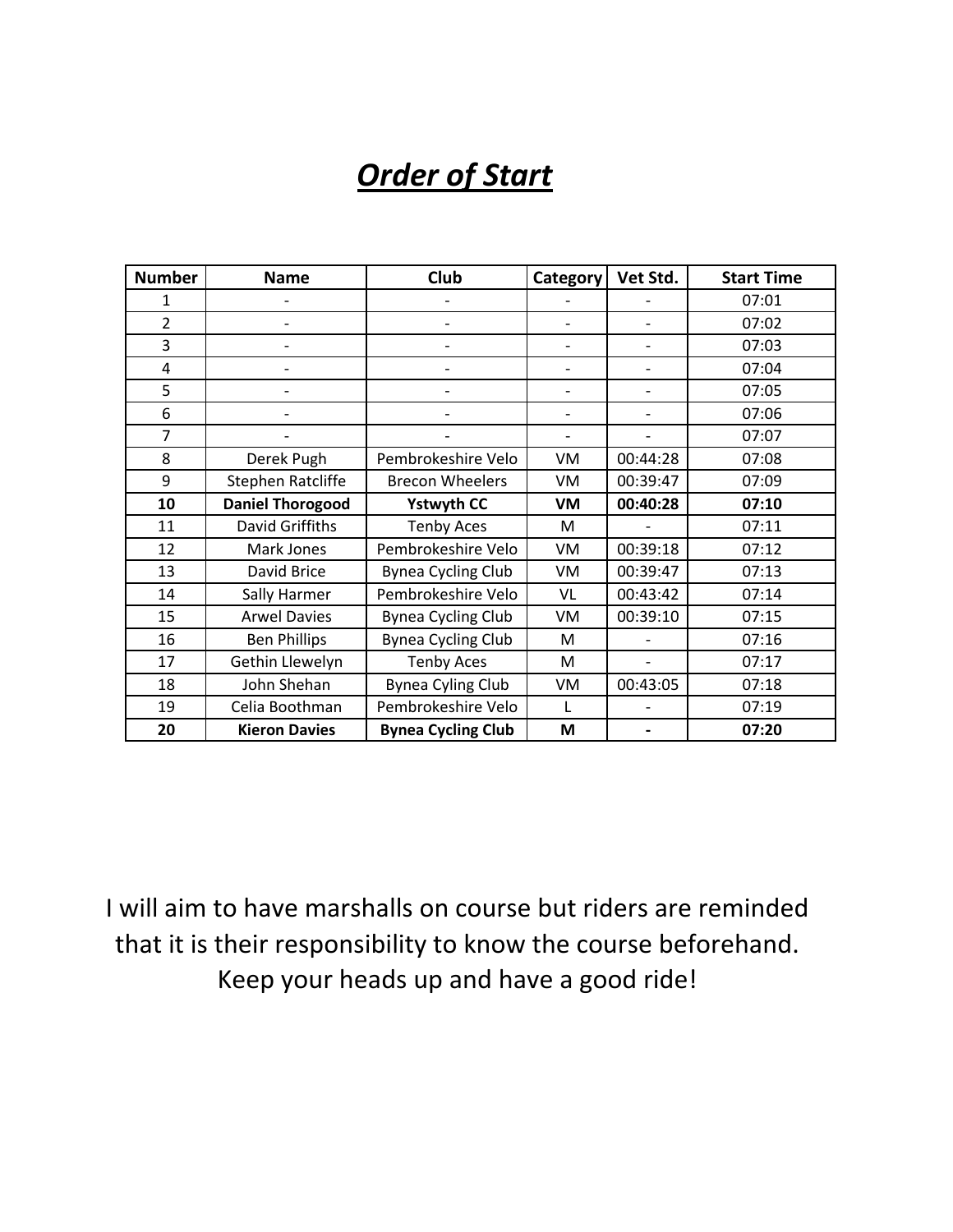# ***Order of Start***

| Number | Name | Club | Category | Vet Std. | Start Time |
|---|---|---|---|---|---|
| 1 | - | - | - | - | 07:01 |
| 2 | - | - | - | - | 07:02 |
| 3 | - | - | - | - | 07:03 |
| 4 | - | - | - | - | 07:04 |
| 5 | - | - | - | - | 07:05 |
| 6 | - | - | - | - | 07:06 |
| 7 | - | - | - | - | 07:07 |
| 8 | Derek Pugh | Pembrokeshire Velo | VM | 00:44:28 | 07:08 |
| 9 | Stephen Ratcliffe | Brecon Wheelers | VM | 00:39:47 | 07:09 |
| **10** | **Daniel Thorogood** | **Ystwyth CC** | **VM** | **00:40:28** | **07:10** |
| 11 | David Griffiths | Tenby Aces | M | - | 07:11 |
| 12 | Mark Jones | Pembrokeshire Velo | VM | 00:39:18 | 07:12 |
| 13 | David Brice | Bynea Cycling Club | VM | 00:39:47 | 07:13 |
| 14 | Sally Harmer | Pembrokeshire Velo | VL | 00:43:42 | 07:14 |
| 15 | Arwel Davies | Bynea Cycling Club | VM | 00:39:10 | 07:15 |
| 16 | Ben Phillips | Bynea Cycling Club | M | - | 07:16 |
| 17 | Gethin Llewelyn | Tenby Aces | M | - | 07:17 |
| 18 | John Shehan | Bynea Cyling Club | VM | 00:43:05 | 07:18 |
| 19 | Celia Boothman | Pembrokeshire Velo | L | - | 07:19 |
| **20** | **Kieron Davies** | **Bynea Cycling Club** | **M** | **-** | **07:20** |

I will aim to have marshalls on course but riders are reminded that it is their responsibility to know the course beforehand. Keep your heads up and have a good ride!